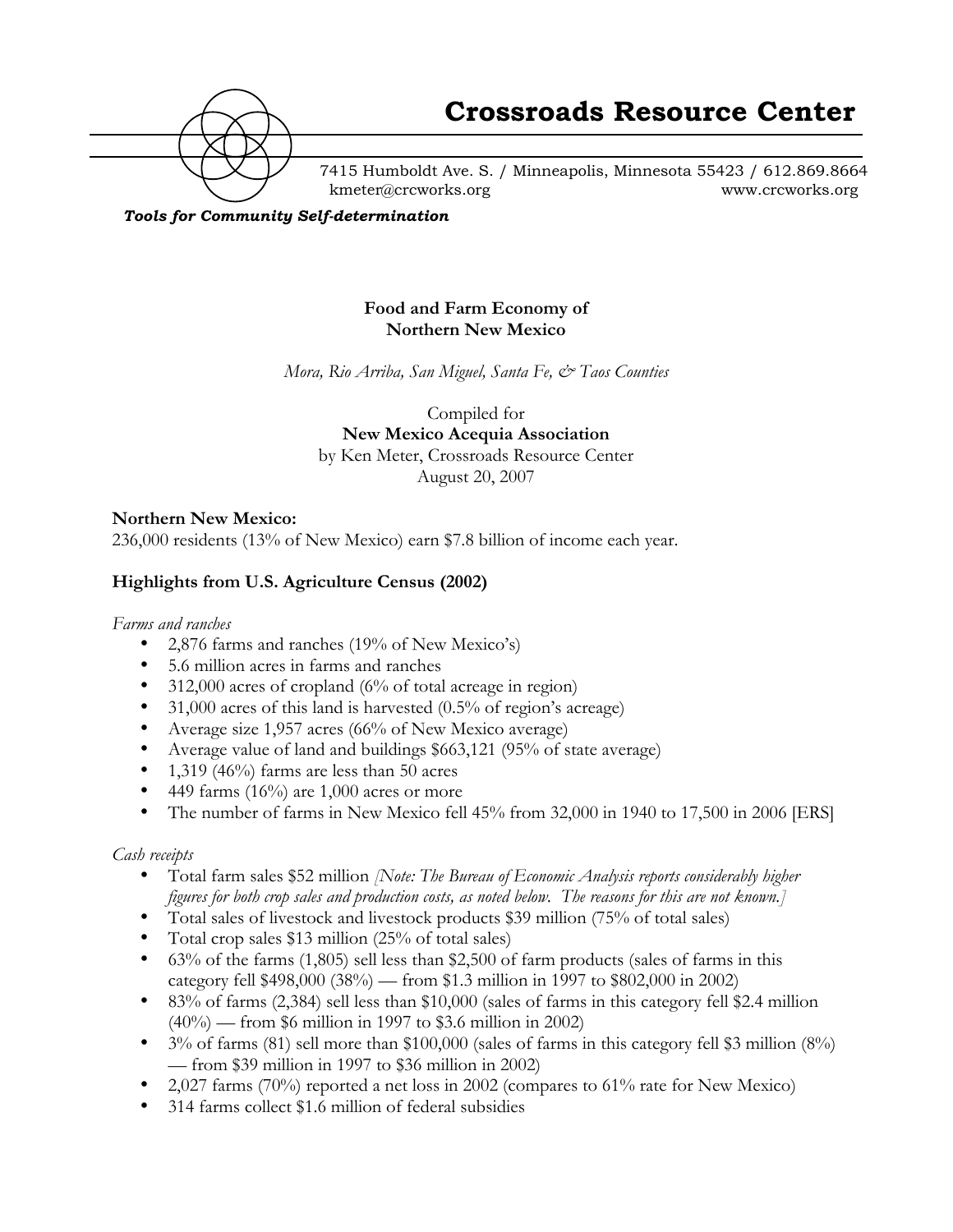# Crossroads Resource Center

7415 Humboldt Ave. S. / Minneapolis, Minnesota 55423 / 612.869.8664
kmeter@crcworks.org www.crcworks.org

***Tools for Community Self-determination***

**Food and Farm Economy of**
**Northern New Mexico**

*Mora, Rio Arriba, San Miguel, Santa Fe, & Taos Counties*

Compiled for
**New Mexico Acequia Association**
by Ken Meter, Crossroads Resource Center
August 20, 2007

**Northern New Mexico:**
236,000 residents (13% of New Mexico) earn $7.8 billion of income each year.

## Highlights from U.S. Agriculture Census (2002)

*Farms and ranches*

- 2,876 farms and ranches (19% of New Mexico's)
- 5.6 million acres in farms and ranches
- 312,000 acres of cropland (6% of total acreage in region)
- 31,000 acres of this land is harvested (0.5% of region's acreage)
- Average size 1,957 acres (66% of New Mexico average)
- Average value of land and buildings $663,121 (95% of state average)
- 1,319 (46%) farms are less than 50 acres
- 449 farms (16%) are 1,000 acres or more
- The number of farms in New Mexico fell 45% from 32,000 in 1940 to 17,500 in 2006 [ERS]

*Cash receipts*

- Total farm sales $52 million *[Note: The Bureau of Economic Analysis reports considerably higher figures for both crop sales and production costs, as noted below. The reasons for this are not known.]*
- Total sales of livestock and livestock products $39 million (75% of total sales)
- Total crop sales $13 million (25% of total sales)
- 63% of the farms (1,805) sell less than $2,500 of farm products (sales of farms in this category fell $498,000 (38%) — from $1.3 million in 1997 to $802,000 in 2002)
- 83% of farms (2,384) sell less than $10,000 (sales of farms in this category fell $2.4 million (40%) — from $6 million in 1997 to $3.6 million in 2002)
- 3% of farms (81) sell more than $100,000 (sales of farms in this category fell $3 million (8%) — from $39 million in 1997 to $36 million in 2002)
- 2,027 farms (70%) reported a net loss in 2002 (compares to 61% rate for New Mexico)
- 314 farms collect $1.6 million of federal subsidies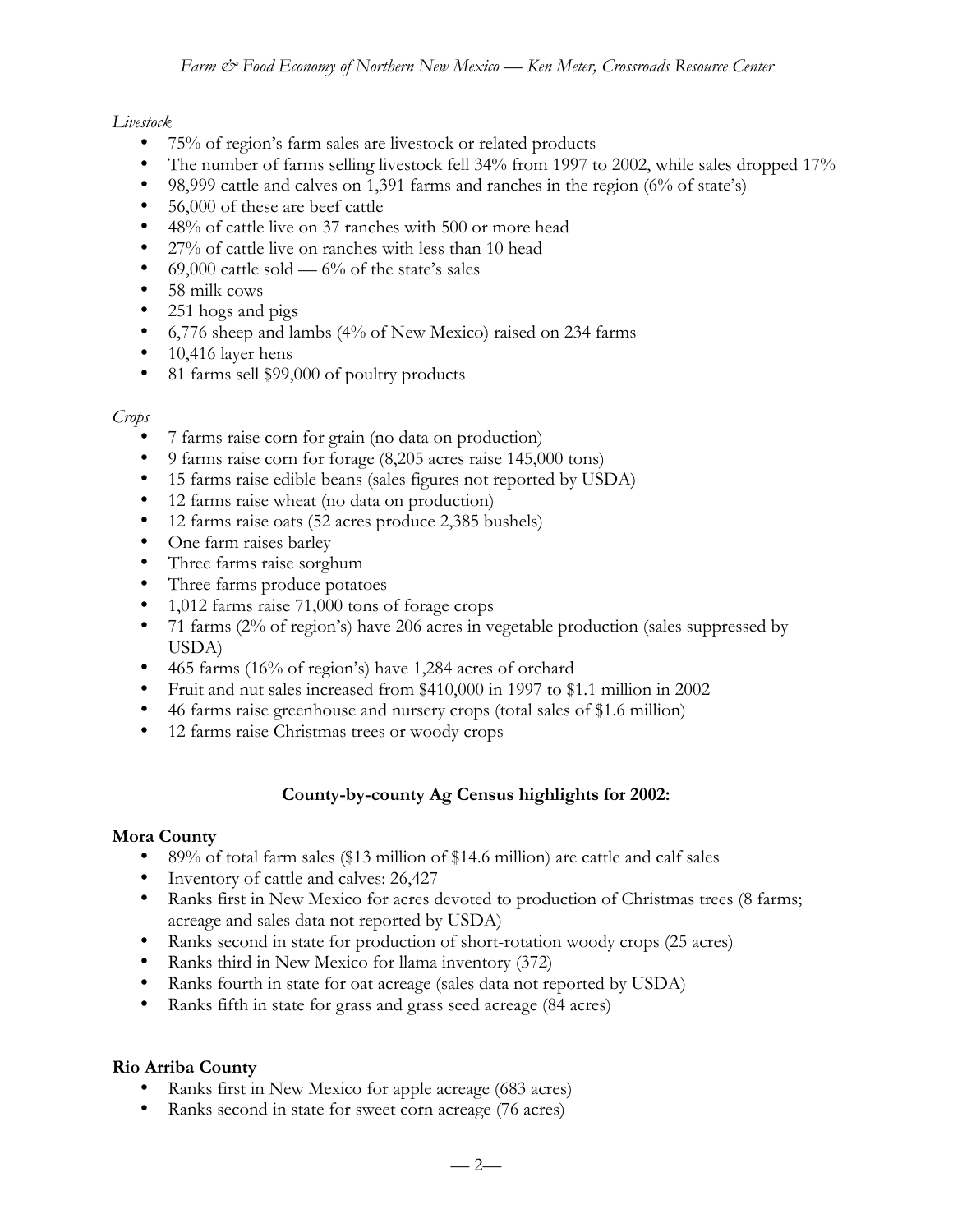*Livestock*

- 75% of region's farm sales are livestock or related products
- The number of farms selling livestock fell 34% from 1997 to 2002, while sales dropped 17%
- 98,999 cattle and calves on 1,391 farms and ranches in the region (6% of state's)
- 56,000 of these are beef cattle
- 48% of cattle live on 37 ranches with 500 or more head
- 27% of cattle live on ranches with less than 10 head
- 69,000 cattle sold — 6% of the state's sales
- 58 milk cows
- 251 hogs and pigs
- 6,776 sheep and lambs (4% of New Mexico) raised on 234 farms
- 10,416 layer hens
- 81 farms sell $99,000 of poultry products

*Crops*

- 7 farms raise corn for grain (no data on production)
- 9 farms raise corn for forage (8,205 acres raise 145,000 tons)
- 15 farms raise edible beans (sales figures not reported by USDA)
- 12 farms raise wheat (no data on production)
- 12 farms raise oats (52 acres produce 2,385 bushels)
- One farm raises barley
- Three farms raise sorghum
- Three farms produce potatoes
- 1,012 farms raise 71,000 tons of forage crops
- 71 farms (2% of region's) have 206 acres in vegetable production (sales suppressed by USDA)
- 465 farms (16% of region's) have 1,284 acres of orchard
- Fruit and nut sales increased from $410,000 in 1997 to $1.1 million in 2002
- 46 farms raise greenhouse and nursery crops (total sales of $1.6 million)
- 12 farms raise Christmas trees or woody crops

## County-by-county Ag Census highlights for 2002:

### Mora County

- 89% of total farm sales ($13 million of $14.6 million) are cattle and calf sales
- Inventory of cattle and calves: 26,427
- Ranks first in New Mexico for acres devoted to production of Christmas trees (8 farms; acreage and sales data not reported by USDA)
- Ranks second in state for production of short-rotation woody crops (25 acres)
- Ranks third in New Mexico for llama inventory (372)
- Ranks fourth in state for oat acreage (sales data not reported by USDA)
- Ranks fifth in state for grass and grass seed acreage (84 acres)

### Rio Arriba County

- Ranks first in New Mexico for apple acreage (683 acres)
- Ranks second in state for sweet corn acreage (76 acres)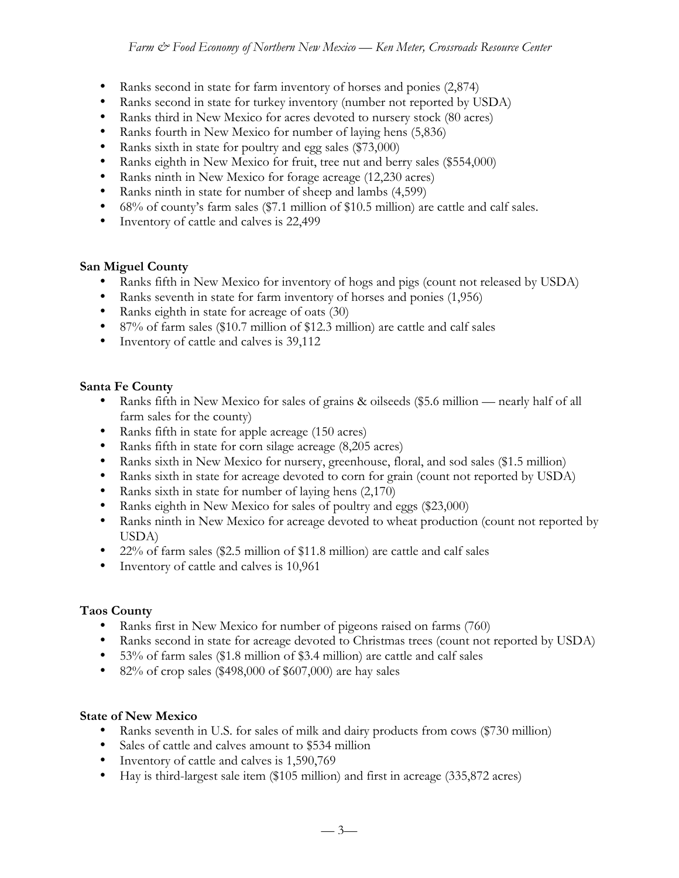- Ranks second in state for farm inventory of horses and ponies (2,874)
- Ranks second in state for turkey inventory (number not reported by USDA)
- Ranks third in New Mexico for acres devoted to nursery stock (80 acres)
- Ranks fourth in New Mexico for number of laying hens (5,836)
- Ranks sixth in state for poultry and egg sales ($73,000)
- Ranks eighth in New Mexico for fruit, tree nut and berry sales ($554,000)
- Ranks ninth in New Mexico for forage acreage (12,230 acres)
- Ranks ninth in state for number of sheep and lambs (4,599)
- 68% of county's farm sales ($7.1 million of $10.5 million) are cattle and calf sales.
- Inventory of cattle and calves is 22,499

**San Miguel County**

- Ranks fifth in New Mexico for inventory of hogs and pigs (count not released by USDA)
- Ranks seventh in state for farm inventory of horses and ponies (1,956)
- Ranks eighth in state for acreage of oats (30)
- 87% of farm sales ($10.7 million of $12.3 million) are cattle and calf sales
- Inventory of cattle and calves is 39,112

**Santa Fe County**

- Ranks fifth in New Mexico for sales of grains & oilseeds ($5.6 million — nearly half of all farm sales for the county)
- Ranks fifth in state for apple acreage (150 acres)
- Ranks fifth in state for corn silage acreage (8,205 acres)
- Ranks sixth in New Mexico for nursery, greenhouse, floral, and sod sales ($1.5 million)
- Ranks sixth in state for acreage devoted to corn for grain (count not reported by USDA)
- Ranks sixth in state for number of laying hens (2,170)
- Ranks eighth in New Mexico for sales of poultry and eggs ($23,000)
- Ranks ninth in New Mexico for acreage devoted to wheat production (count not reported by USDA)
- 22% of farm sales ($2.5 million of $11.8 million) are cattle and calf sales
- Inventory of cattle and calves is 10,961

**Taos County**

- Ranks first in New Mexico for number of pigeons raised on farms (760)
- Ranks second in state for acreage devoted to Christmas trees (count not reported by USDA)
- 53% of farm sales ($1.8 million of $3.4 million) are cattle and calf sales
- 82% of crop sales ($498,000 of $607,000) are hay sales

**State of New Mexico**

- Ranks seventh in U.S. for sales of milk and dairy products from cows ($730 million)
- Sales of cattle and calves amount to $534 million
- Inventory of cattle and calves is 1,590,769
- Hay is third-largest sale item ($105 million) and first in acreage (335,872 acres)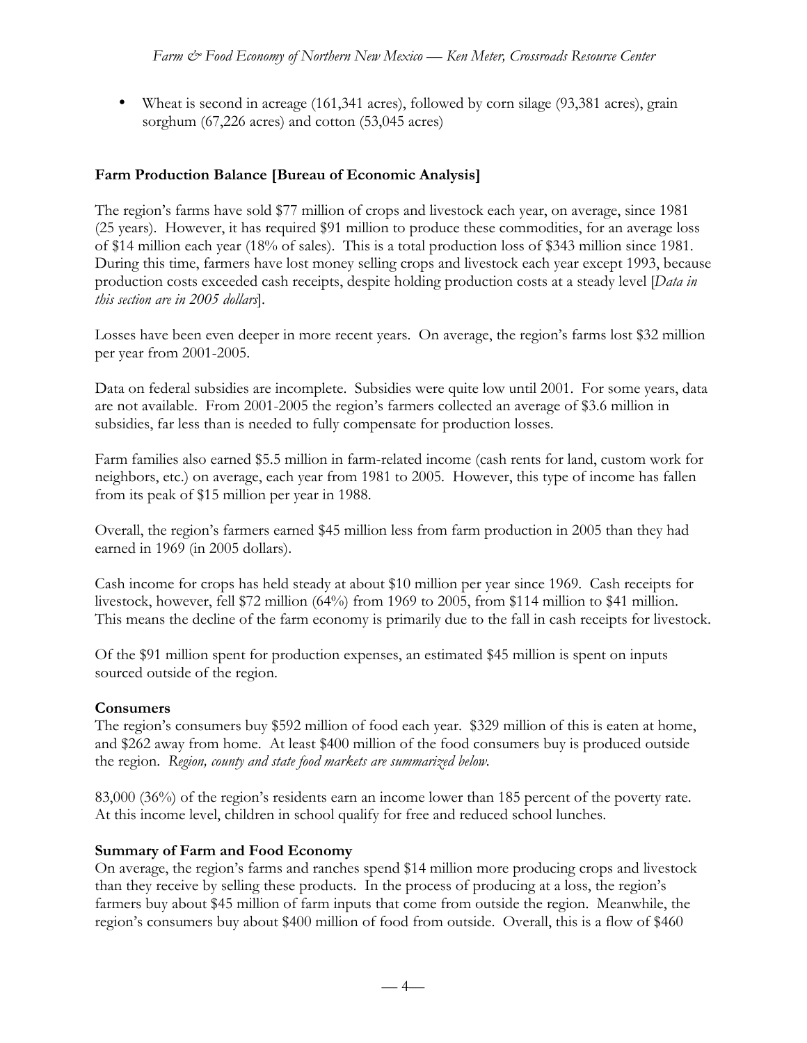- Wheat is second in acreage (161,341 acres), followed by corn silage (93,381 acres), grain sorghum (67,226 acres) and cotton (53,045 acres)

**Farm Production Balance [Bureau of Economic Analysis]**

The region's farms have sold $77 million of crops and livestock each year, on average, since 1981 (25 years). However, it has required $91 million to produce these commodities, for an average loss of $14 million each year (18% of sales). This is a total production loss of $343 million since 1981. During this time, farmers have lost money selling crops and livestock each year except 1993, because production costs exceeded cash receipts, despite holding production costs at a steady level [*Data in this section are in 2005 dollars*].

Losses have been even deeper in more recent years. On average, the region's farms lost $32 million per year from 2001-2005.

Data on federal subsidies are incomplete. Subsidies were quite low until 2001. For some years, data are not available. From 2001-2005 the region's farmers collected an average of $3.6 million in subsidies, far less than is needed to fully compensate for production losses.

Farm families also earned $5.5 million in farm-related income (cash rents for land, custom work for neighbors, etc.) on average, each year from 1981 to 2005. However, this type of income has fallen from its peak of $15 million per year in 1988.

Overall, the region's farmers earned $45 million less from farm production in 2005 than they had earned in 1969 (in 2005 dollars).

Cash income for crops has held steady at about $10 million per year since 1969. Cash receipts for livestock, however, fell $72 million (64%) from 1969 to 2005, from $114 million to $41 million. This means the decline of the farm economy is primarily due to the fall in cash receipts for livestock.

Of the $91 million spent for production expenses, an estimated $45 million is spent on inputs sourced outside of the region.

**Consumers**

The region's consumers buy $592 million of food each year. $329 million of this is eaten at home, and $262 away from home. At least $400 million of the food consumers buy is produced outside the region. *Region, county and state food markets are summarized below.*

83,000 (36%) of the region's residents earn an income lower than 185 percent of the poverty rate. At this income level, children in school qualify for free and reduced school lunches.

**Summary of Farm and Food Economy**

On average, the region's farms and ranches spend $14 million more producing crops and livestock than they receive by selling these products. In the process of producing at a loss, the region's farmers buy about $45 million of farm inputs that come from outside the region. Meanwhile, the region's consumers buy about $400 million of food from outside. Overall, this is a flow of $460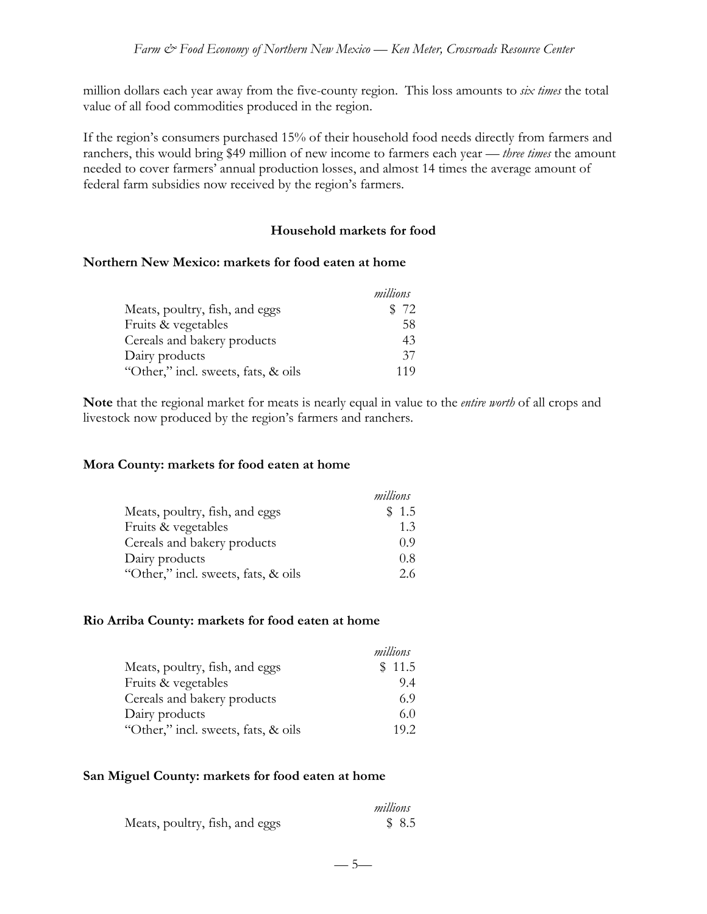million dollars each year away from the five-county region. This loss amounts to *six times* the total value of all food commodities produced in the region.

If the region's consumers purchased 15% of their household food needs directly from farmers and ranchers, this would bring $49 million of new income to farmers each year — *three times* the amount needed to cover farmers' annual production losses, and almost 14 times the average amount of federal farm subsidies now received by the region's farmers.

## Household markets for food

### Northern New Mexico: markets for food eaten at home

| | *millions* |
|---|---|
| Meats, poultry, fish, and eggs | $ 72 |
| Fruits & vegetables | 58 |
| Cereals and bakery products | 43 |
| Dairy products | 37 |
| "Other," incl. sweets, fats, & oils | 119 |

**Note** that the regional market for meats is nearly equal in value to the *entire worth* of all crops and livestock now produced by the region's farmers and ranchers.

### Mora County: markets for food eaten at home

| | *millions* |
|---|---|
| Meats, poultry, fish, and eggs | $ 1.5 |
| Fruits & vegetables | 1.3 |
| Cereals and bakery products | 0.9 |
| Dairy products | 0.8 |
| "Other," incl. sweets, fats, & oils | 2.6 |

### Rio Arriba County: markets for food eaten at home

| | *millions* |
|---|---|
| Meats, poultry, fish, and eggs | $ 11.5 |
| Fruits & vegetables | 9.4 |
| Cereals and bakery products | 6.9 |
| Dairy products | 6.0 |
| "Other," incl. sweets, fats, & oils | 19.2 |

### San Miguel County: markets for food eaten at home

| | *millions* |
|---|---|
| Meats, poultry, fish, and eggs | $ 8.5 |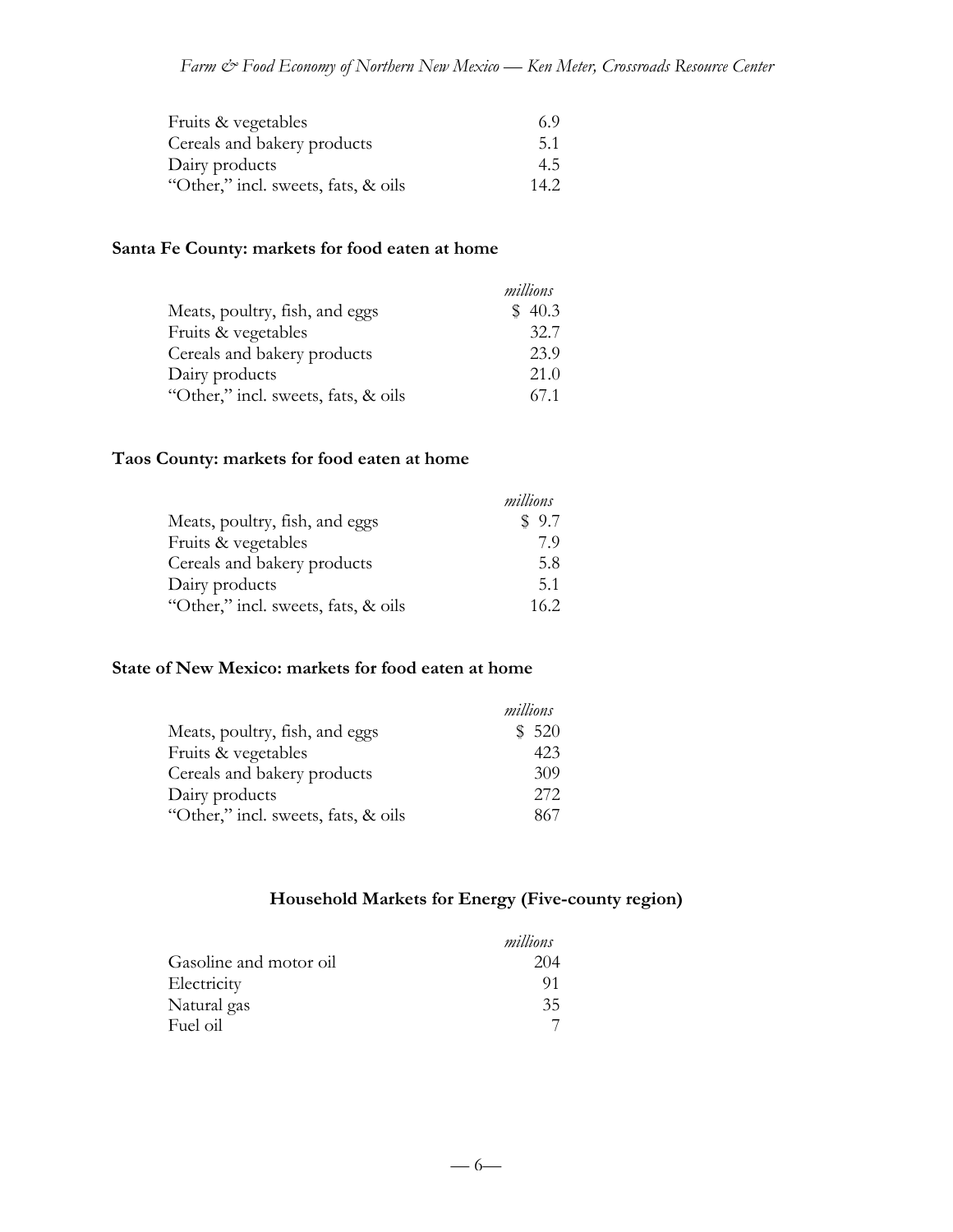| | |
|---|---|
| Fruits & vegetables | 6.9 |
| Cereals and bakery products | 5.1 |
| Dairy products | 4.5 |
| "Other," incl. sweets, fats, & oils | 14.2 |

**Santa Fe County: markets for food eaten at home**

| | *millions* |
|---|---|
| Meats, poultry, fish, and eggs | $ 40.3 |
| Fruits & vegetables | 32.7 |
| Cereals and bakery products | 23.9 |
| Dairy products | 21.0 |
| "Other," incl. sweets, fats, & oils | 67.1 |

**Taos County: markets for food eaten at home**

| | *millions* |
|---|---|
| Meats, poultry, fish, and eggs | $ 9.7 |
| Fruits & vegetables | 7.9 |
| Cereals and bakery products | 5.8 |
| Dairy products | 5.1 |
| "Other," incl. sweets, fats, & oils | 16.2 |

**State of New Mexico: markets for food eaten at home**

| | *millions* |
|---|---|
| Meats, poultry, fish, and eggs | $ 520 |
| Fruits & vegetables | 423 |
| Cereals and bakery products | 309 |
| Dairy products | 272 |
| "Other," incl. sweets, fats, & oils | 867 |

## Household Markets for Energy (Five-county region)

| | *millions* |
|---|---|
| Gasoline and motor oil | 204 |
| Electricity | 91 |
| Natural gas | 35 |
| Fuel oil | 7 |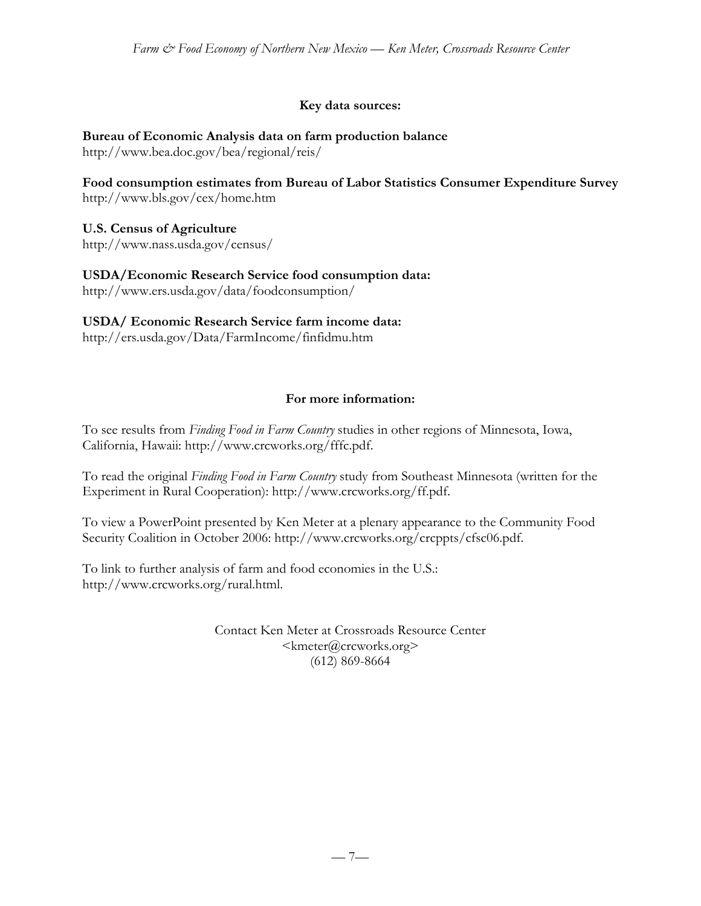**Key data sources:**

**Bureau of Economic Analysis data on farm production balance**
http://www.bea.doc.gov/bea/regional/reis/

**Food consumption estimates from Bureau of Labor Statistics Consumer Expenditure Survey**
http://www.bls.gov/cex/home.htm

**U.S. Census of Agriculture**
http://www.nass.usda.gov/census/

**USDA/Economic Research Service food consumption data:**
http://www.ers.usda.gov/data/foodconsumption/

**USDA/ Economic Research Service farm income data:**
http://ers.usda.gov/Data/FarmIncome/finfidmu.htm

**For more information:**

To see results from *Finding Food in Farm Country* studies in other regions of Minnesota, Iowa, California, Hawaii: http://www.crcworks.org/fffc.pdf.

To read the original *Finding Food in Farm Country* study from Southeast Minnesota (written for the Experiment in Rural Cooperation): http://www.crcworks.org/ff.pdf.

To view a PowerPoint presented by Ken Meter at a plenary appearance to the Community Food Security Coalition in October 2006: http://www.crcworks.org/crcppts/cfsc06.pdf.

To link to further analysis of farm and food economies in the U.S.: http://www.crcworks.org/rural.html.

Contact Ken Meter at Crossroads Resource Center
<kmeter@crcworks.org>
(612) 869-8664